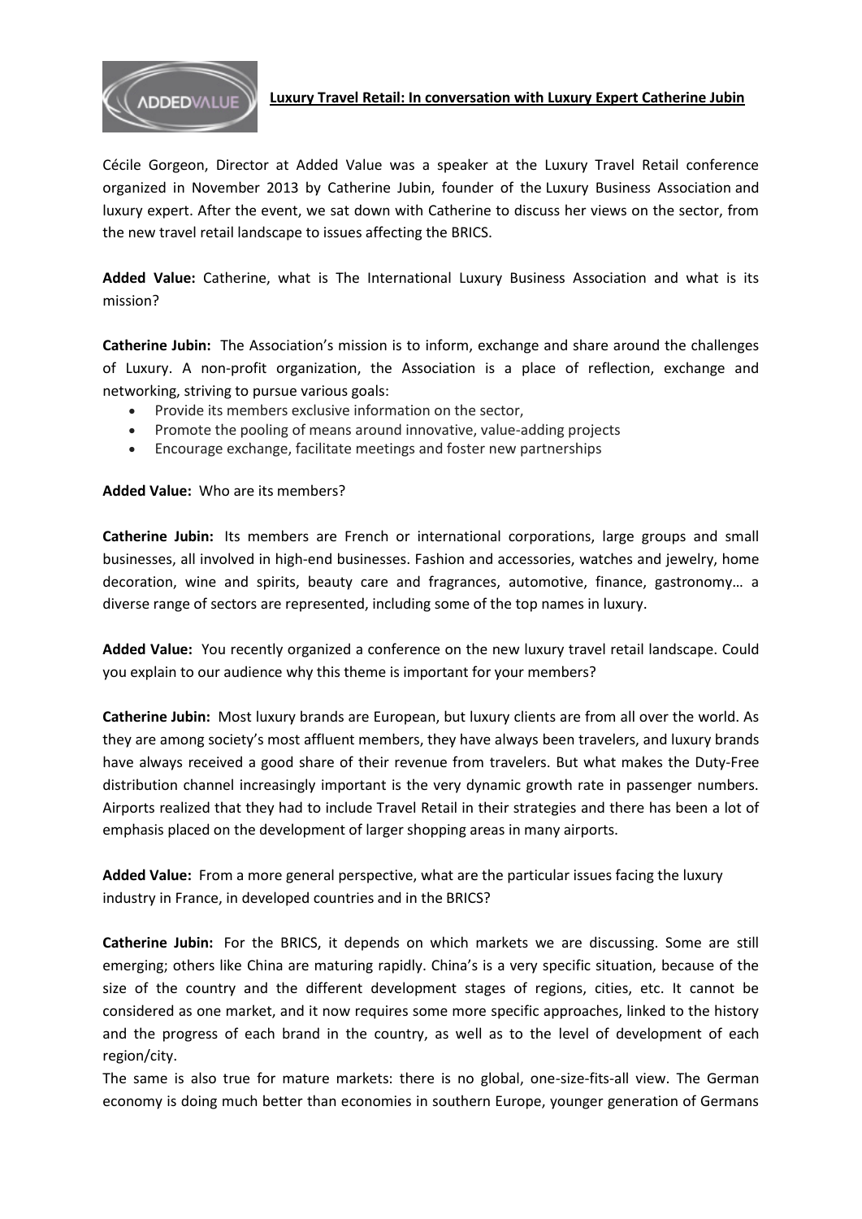**Luxury Travel Retail: In conversation with Luxury Expert Catherine Jubin**

Cécile Gorgeon, Director at Added Value was a speaker at the Luxury Travel Retail conference organized in November 2013 by Catherine Jubin, founder of the Luxury Business Association and luxury expert. After the event, we sat down with Catherine to discuss her views on the sector, from the new travel retail landscape to issues affecting the BRICS.

**Added Value:** Catherine, what is The International Luxury Business Association and what is its mission?

**Catherine Jubin:** The Association's mission is to inform, exchange and share around the challenges of Luxury. A non-profit organization, the Association is a place of reflection, exchange and networking, striving to pursue various goals:

- Provide its members exclusive information on the sector,
- Promote the pooling of means around innovative, value-adding projects
- Encourage exchange, facilitate meetings and foster new partnerships

**Added Value:** Who are its members?

**Catherine Jubin:** Its members are French or international corporations, large groups and small businesses, all involved in high-end businesses. Fashion and accessories, watches and jewelry, home decoration, wine and spirits, beauty care and fragrances, automotive, finance, gastronomy… a diverse range of sectors are represented, including some of the top names in luxury.

**Added Value:** You recently organized a conference on the new luxury travel retail landscape. Could you explain to our audience why this theme is important for your members?

**Catherine Jubin:** Most luxury brands are European, but luxury clients are from all over the world. As they are among society's most affluent members, they have always been travelers, and luxury brands have always received a good share of their revenue from travelers. But what makes the Duty-Free distribution channel increasingly important is the very dynamic growth rate in passenger numbers. Airports realized that they had to include Travel Retail in their strategies and there has been a lot of emphasis placed on the development of larger shopping areas in many airports.

**Added Value:** From a more general perspective, what are the particular issues facing the luxury industry in France, in developed countries and in the BRICS?

**Catherine Jubin:** For the BRICS, it depends on which markets we are discussing. Some are still emerging; others like China are maturing rapidly. China's is a very specific situation, because of the size of the country and the different development stages of regions, cities, etc. It cannot be considered as one market, and it now requires some more specific approaches, linked to the history and the progress of each brand in the country, as well as to the level of development of each region/city.

The same is also true for mature markets: there is no global, one-size-fits-all view. The German economy is doing much better than economies in southern Europe, younger generation of Germans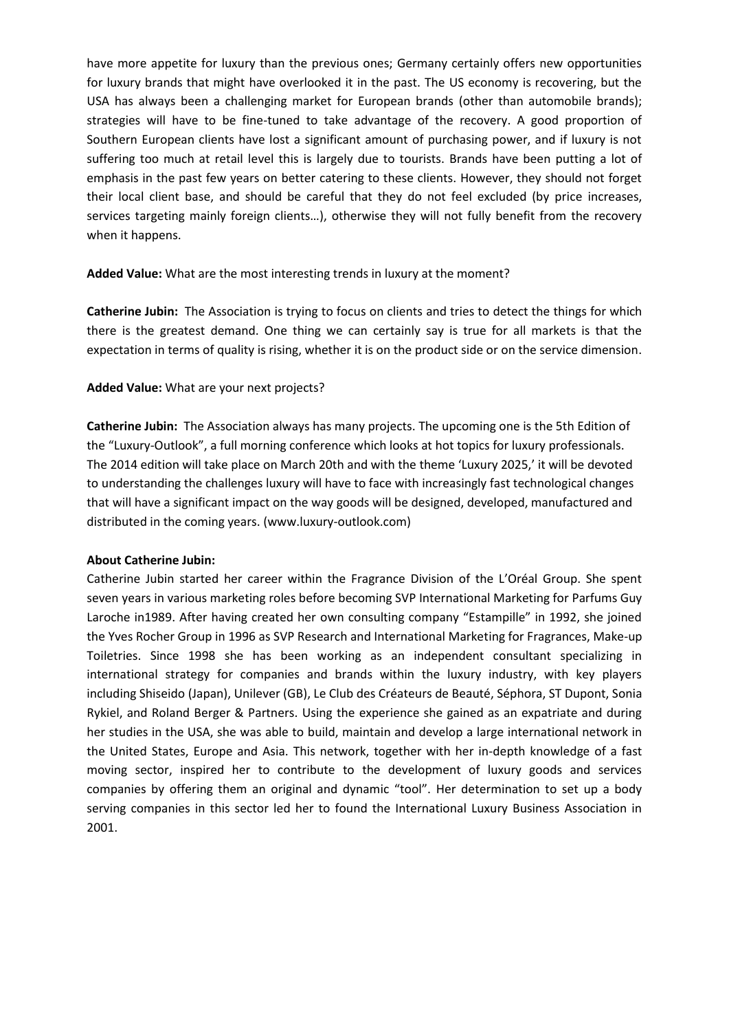have more appetite for luxury than the previous ones; Germany certainly offers new opportunities for luxury brands that might have overlooked it in the past. The US economy is recovering, but the USA has always been a challenging market for European brands (other than automobile brands); strategies will have to be fine-tuned to take advantage of the recovery. A good proportion of Southern European clients have lost a significant amount of purchasing power, and if luxury is not suffering too much at retail level this is largely due to tourists. Brands have been putting a lot of emphasis in the past few years on better catering to these clients. However, they should not forget their local client base, and should be careful that they do not feel excluded (by price increases, services targeting mainly foreign clients…), otherwise they will not fully benefit from the recovery when it happens.

**Added Value:** What are the most interesting trends in luxury at the moment?

**Catherine Jubin:** The Association is trying to focus on clients and tries to detect the things for which there is the greatest demand. One thing we can certainly say is true for all markets is that the expectation in terms of quality is rising, whether it is on the product side or on the service dimension.

**Added Value:** What are your next projects?

**Catherine Jubin:** The Association always has many projects. The upcoming one is the 5th Edition of the "Luxury-Outlook", a full morning conference which looks at hot topics for luxury professionals. The 2014 edition will take place on March 20th and with the theme 'Luxury 2025,' it will be devoted to understanding the challenges luxury will have to face with increasingly fast technological changes that will have a significant impact on the way goods will be designed, developed, manufactured and distributed in the coming years. (www.luxury-outlook.com)

**About Catherine Jubin:**

Catherine Jubin started her career within the Fragrance Division of the L'Oréal Group. She spent seven years in various marketing roles before becoming SVP International Marketing for Parfums Guy Laroche in1989. After having created her own consulting company "Estampille" in 1992, she joined the Yves Rocher Group in 1996 as SVP Research and International Marketing for Fragrances, Make-up Toiletries. Since 1998 she has been working as an independent consultant specializing in international strategy for companies and brands within the luxury industry, with key players including Shiseido (Japan), Unilever (GB), Le Club des Créateurs de Beauté, Séphora, ST Dupont, Sonia Rykiel, and Roland Berger & Partners. Using the experience she gained as an expatriate and during her studies in the USA, she was able to build, maintain and develop a large international network in the United States, Europe and Asia. This network, together with her in-depth knowledge of a fast moving sector, inspired her to contribute to the development of luxury goods and services companies by offering them an original and dynamic "tool". Her determination to set up a body serving companies in this sector led her to found the International Luxury Business Association in 2001.